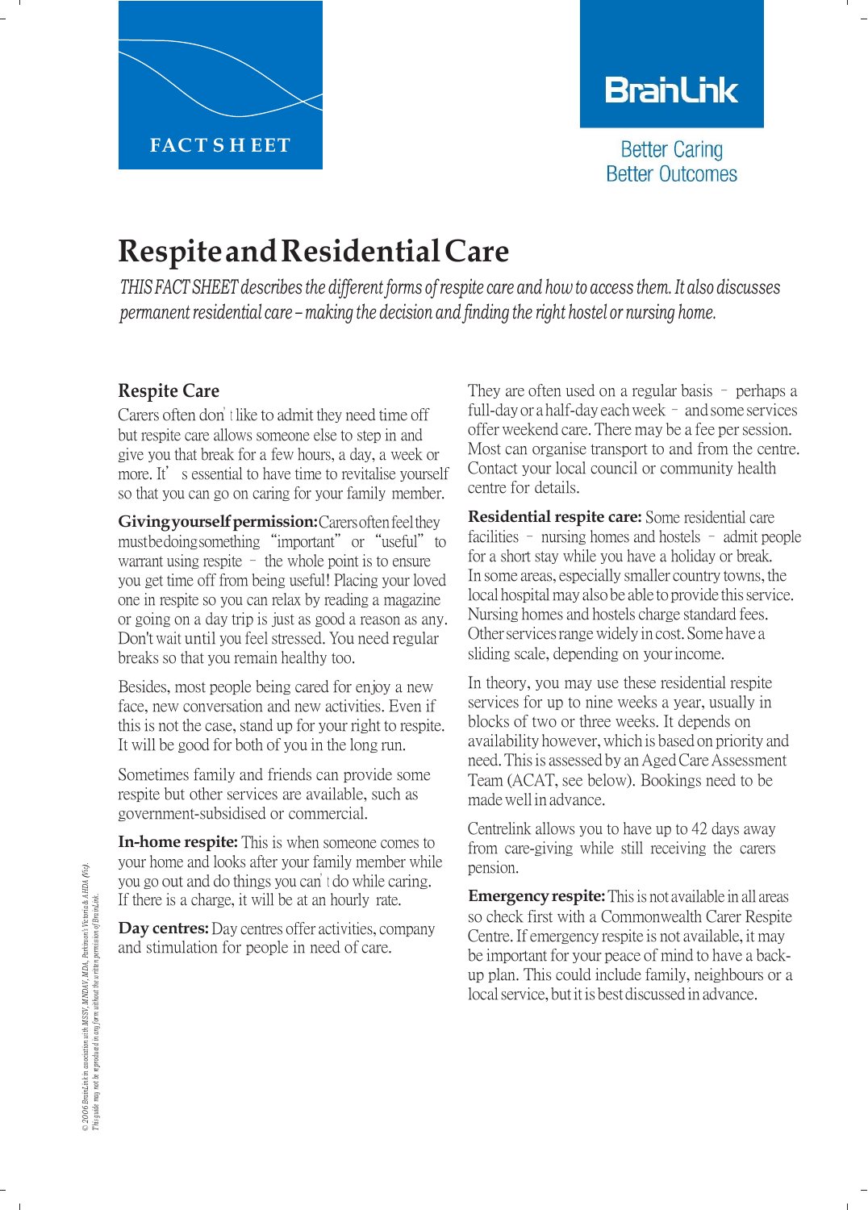FACT SHEET

BrainLink

Better Caring
Better Outcomes

# Respite and Residential Care

*THIS FACT SHEET describes the different forms of respite care and how to access them. It also discusses permanent residential care – making the decision and finding the right hostel or nursing home.*

## Respite Care

Carers often don't like to admit they need time off but respite care allows someone else to step in and give you that break for a few hours, a day, a week or more. It's essential to have time to revitalise yourself so that you can go on caring for your family member.

**Giving yourself permission:** Carers often feel they must be doing something "important" or "useful" to warrant using respite – the whole point is to ensure you get time off from being useful! Placing your loved one in respite so you can relax by reading a magazine or going on a day trip is just as good a reason as any. Don't wait until you feel stressed. You need regular breaks so that you remain healthy too.

Besides, most people being cared for enjoy a new face, new conversation and new activities. Even if this is not the case, stand up for your right to respite. It will be good for both of you in the long run.

Sometimes family and friends can provide some respite but other services are available, such as government-subsidised or commercial.

**In-home respite:** This is when someone comes to your home and looks after your family member while you go out and do things you can't do while caring. If there is a charge, it will be at an hourly rate.

**Day centres:** Day centres offer activities, company and stimulation for people in need of care. They are often used on a regular basis – perhaps a full-day or a half-day each week – and some services offer weekend care. There may be a fee per session. Most can organise transport to and from the centre. Contact your local council or community health centre for details.

**Residential respite care:** Some residential care facilities – nursing homes and hostels – admit people for a short stay while you have a holiday or break. In some areas, especially smaller country towns, the local hospital may also be able to provide this service. Nursing homes and hostels charge standard fees. Other services range widely in cost. Some have a sliding scale, depending on your income.

In theory, you may use these residential respite services for up to nine weeks a year, usually in blocks of two or three weeks. It depends on availability however, which is based on priority and need. This is assessed by an Aged Care Assessment Team (ACAT, see below). Bookings need to be made well in advance.

Centrelink allows you to have up to 42 days away from care-giving while still receiving the carers pension.

**Emergency respite:** This is not available in all areas so check first with a Commonwealth Carer Respite Centre. If emergency respite is not available, it may be important for your peace of mind to have a back-up plan. This could include family, neighbours or a local service, but it is best discussed in advance.

© 2006 BrainLink in association with MSSV, MNDAV, MDA, Parkinson's Victoria & AHDA (Vic). This guide may not be reproduced in any form without the written permission of BrainLink.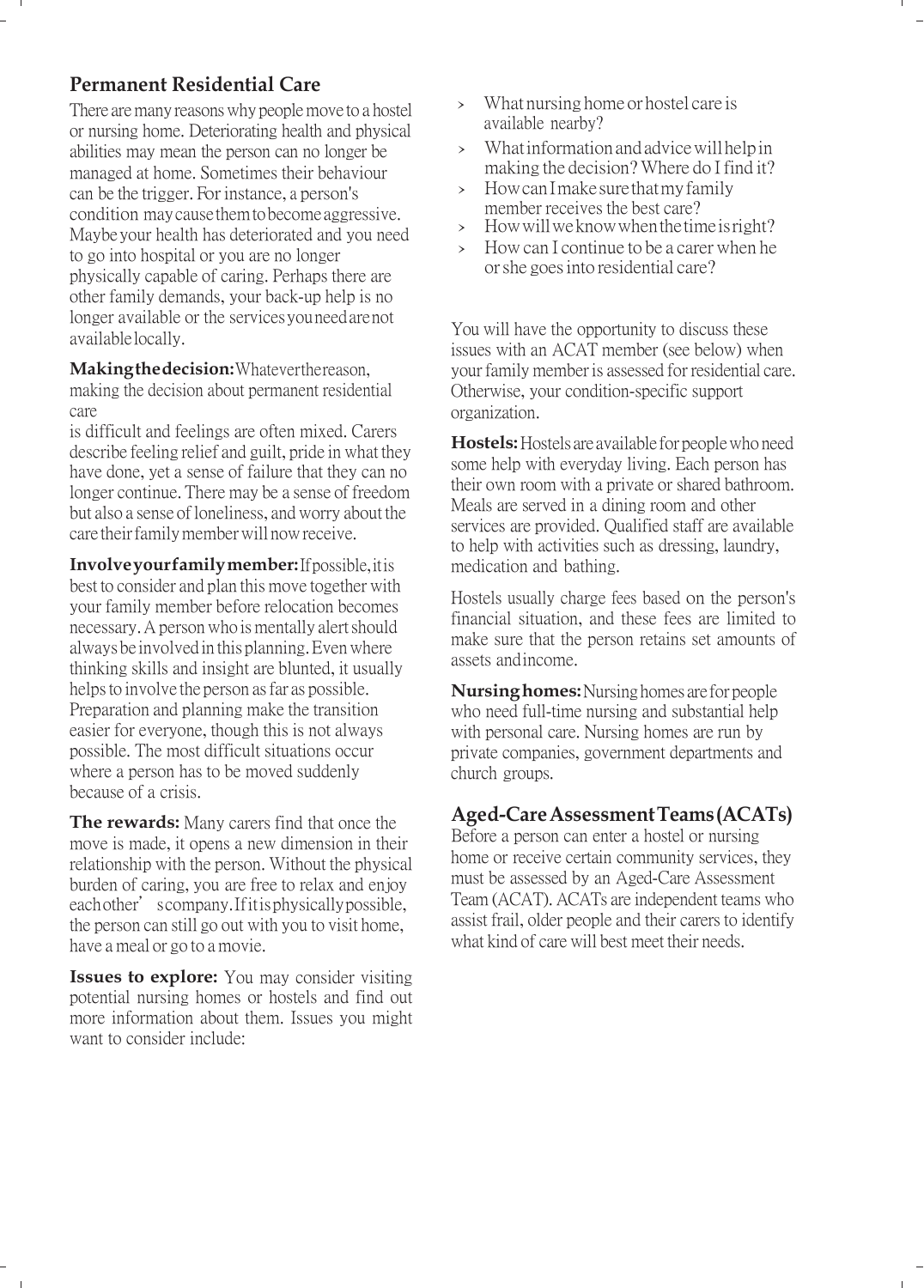## Permanent Residential Care

There are many reasons why people move to a hostel or nursing home. Deteriorating health and physical abilities may mean the person can no longer be managed at home. Sometimes their behaviour can be the trigger. For instance, a person's condition may cause them to become aggressive. Maybe your health has deteriorated and you need to go into hospital or you are no longer physically capable of caring. Perhaps there are other family demands, your back-up help is no longer available or the services you need are not available locally.

**Making the decision:** Whatever the reason, making the decision about permanent residential care is difficult and feelings are often mixed. Carers describe feeling relief and guilt, pride in what they have done, yet a sense of failure that they can no longer continue. There may be a sense of freedom but also a sense of loneliness, and worry about the care their family member will now receive.

**Involve your family member:** If possible, it is best to consider and plan this move together with your family member before relocation becomes necessary. A person who is mentally alert should always be involved in this planning. Even where thinking skills and insight are blunted, it usually helps to involve the person as far as possible. Preparation and planning make the transition easier for everyone, though this is not always possible. The most difficult situations occur where a person has to be moved suddenly because of a crisis.

**The rewards:** Many carers find that once the move is made, it opens a new dimension in their relationship with the person. Without the physical burden of caring, you are free to relax and enjoy each other's company. If it is physically possible, the person can still go out with you to visit home, have a meal or go to a movie.

**Issues to explore:** You may consider visiting potential nursing homes or hostels and find out more information about them. Issues you might want to consider include:

- What nursing home or hostel care is available nearby?
- What information and advice will help in making the decision? Where do I find it?
- How can I make sure that my family member receives the best care?
- How will we know when the time is right?
- How can I continue to be a carer when he or she goes into residential care?

You will have the opportunity to discuss these issues with an ACAT member (see below) when your family member is assessed for residential care. Otherwise, your condition-specific support organization.

**Hostels:** Hostels are available for people who need some help with everyday living. Each person has their own room with a private or shared bathroom. Meals are served in a dining room and other services are provided. Qualified staff are available to help with activities such as dressing, laundry, medication and bathing.

Hostels usually charge fees based on the person's financial situation, and these fees are limited to make sure that the person retains set amounts of assets and income.

**Nursing homes:** Nursing homes are for people who need full-time nursing and substantial help with personal care. Nursing homes are run by private companies, government departments and church groups.

## Aged-Care Assessment Teams (ACATs)

Before a person can enter a hostel or nursing home or receive certain community services, they must be assessed by an Aged-Care Assessment Team (ACAT). ACATs are independent teams who assist frail, older people and their carers to identify what kind of care will best meet their needs.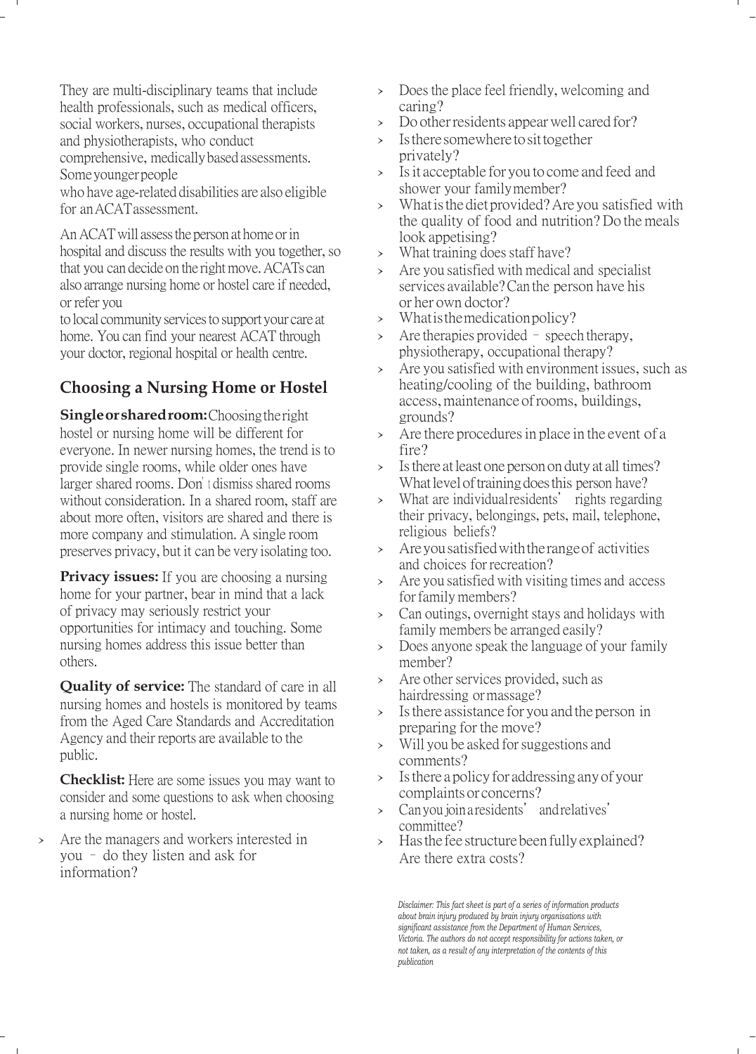They are multi-disciplinary teams that include health professionals, such as medical officers, social workers, nurses, occupational therapists and physiotherapists, who conduct comprehensive, medically based assessments. Some younger people who have age-related disabilities are also eligible for an ACAT assessment.

An ACAT will assess the person at home or in hospital and discuss the results with you together, so that you can decide on the right move. ACATs can also arrange nursing home or hostel care if needed, or refer you to local community services to support your care at home. You can find your nearest ACAT through your doctor, regional hospital or health centre.

## Choosing a Nursing Home or Hostel

**Single or shared room:** Choosing the right hostel or nursing home will be different for everyone. In newer nursing homes, the trend is to provide single rooms, while older ones have larger shared rooms. Don't dismiss shared rooms without consideration. In a shared room, staff are about more often, visitors are shared and there is more company and stimulation. A single room preserves privacy, but it can be very isolating too.

**Privacy issues:** If you are choosing a nursing home for your partner, bear in mind that a lack of privacy may seriously restrict your opportunities for intimacy and touching. Some nursing homes address this issue better than others.

**Quality of service:** The standard of care in all nursing homes and hostels is monitored by teams from the Aged Care Standards and Accreditation Agency and their reports are available to the public.

**Checklist:** Here are some issues you may want to consider and some questions to ask when choosing a nursing home or hostel.

- Are the managers and workers interested in you – do they listen and ask for information?
- Does the place feel friendly, welcoming and caring?
- Do other residents appear well cared for?
- Is there somewhere to sit together privately?
- Is it acceptable for you to come and feed and shower your family member?
- What is the diet provided? Are you satisfied with the quality of food and nutrition? Do the meals look appetising?
- What training does staff have?
- Are you satisfied with medical and specialist services available? Can the person have his or her own doctor?
- What is the medication policy?
- Are therapies provided – speech therapy, physiotherapy, occupational therapy?
- Are you satisfied with environment issues, such as heating/cooling of the building, bathroom access, maintenance of rooms, buildings, grounds?
- Are there procedures in place in the event of a fire?
- Is there at least one person on duty at all times? What level of training does this person have?
- What are individual residents' rights regarding their privacy, belongings, pets, mail, telephone, religious beliefs?
- Are you satisfied with the range of activities and choices for recreation?
- Are you satisfied with visiting times and access for family members?
- Can outings, overnight stays and holidays with family members be arranged easily?
- Does anyone speak the language of your family member?
- Are other services provided, such as hairdressing or massage?
- Is there assistance for you and the person in preparing for the move?
- Will you be asked for suggestions and comments?
- Is there a policy for addressing any of your complaints or concerns?
- Can you join a residents' and relatives' committee?
- Has the fee structure been fully explained? Are there extra costs?

*Disclaimer: This fact sheet is part of a series of information products about brain injury produced by brain injury organisations with significant assistance from the Department of Human Services, Victoria. The authors do not accept responsibility for actions taken, or not taken, as a result of any interpretation of the contents of this publication*